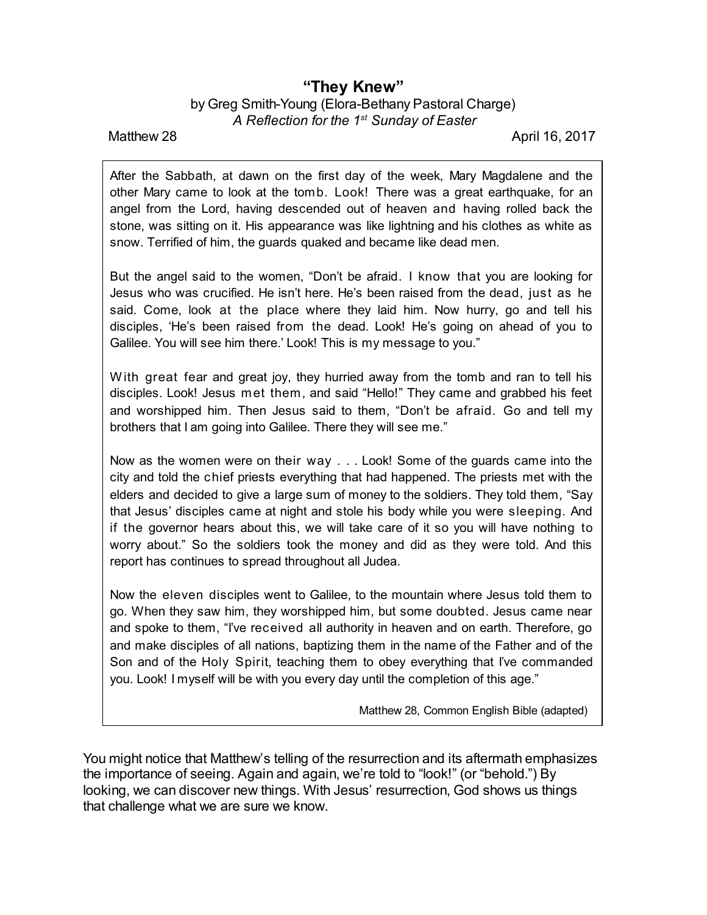# "They Knew"

by Greg Smith-Young (Elora-Bethany Pastoral Charge)

*A Reflection for the 1st Sunday of Easter*

Matthew 28 April 16, 2017

> After the Sabbath, at dawn on the first day of the week, Mary Magdalene and the other Mary came to look at the tomb. Look! There was a great earthquake, for an angel from the Lord, having descended out of heaven and having rolled back the stone, was sitting on it. His appearance was like lightning and his clothes as white as snow. Terrified of him, the guards quaked and became like dead men.
>
> But the angel said to the women, "Don't be afraid. I know that you are looking for Jesus who was crucified. He isn't here. He's been raised from the dead, just as he said. Come, look at the place where they laid him. Now hurry, go and tell his disciples, 'He's been raised from the dead. Look! He's going on ahead of you to Galilee. You will see him there.' Look! This is my message to you."
>
> With great fear and great joy, they hurried away from the tomb and ran to tell his disciples. Look! Jesus met them, and said "Hello!" They came and grabbed his feet and worshipped him. Then Jesus said to them, "Don't be afraid. Go and tell my brothers that I am going into Galilee. There they will see me."
>
> Now as the women were on their way . . . Look! Some of the guards came into the city and told the chief priests everything that had happened. The priests met with the elders and decided to give a large sum of money to the soldiers. They told them, "Say that Jesus' disciples came at night and stole his body while you were sleeping. And if the governor hears about this, we will take care of it so you will have nothing to worry about." So the soldiers took the money and did as they were told. And this report has continues to spread throughout all Judea.
>
> Now the eleven disciples went to Galilee, to the mountain where Jesus told them to go. When they saw him, they worshipped him, but some doubted. Jesus came near and spoke to them, "I've received all authority in heaven and on earth. Therefore, go and make disciples of all nations, baptizing them in the name of the Father and of the Son and of the Holy Spirit, teaching them to obey everything that I've commanded you. Look! I myself will be with you every day until the completion of this age."
>
> Matthew 28, Common English Bible (adapted)

You might notice that Matthew's telling of the resurrection and its aftermath emphasizes the importance of seeing. Again and again, we're told to "look!" (or "behold.") By looking, we can discover new things. With Jesus' resurrection, God shows us things that challenge what we are sure we know.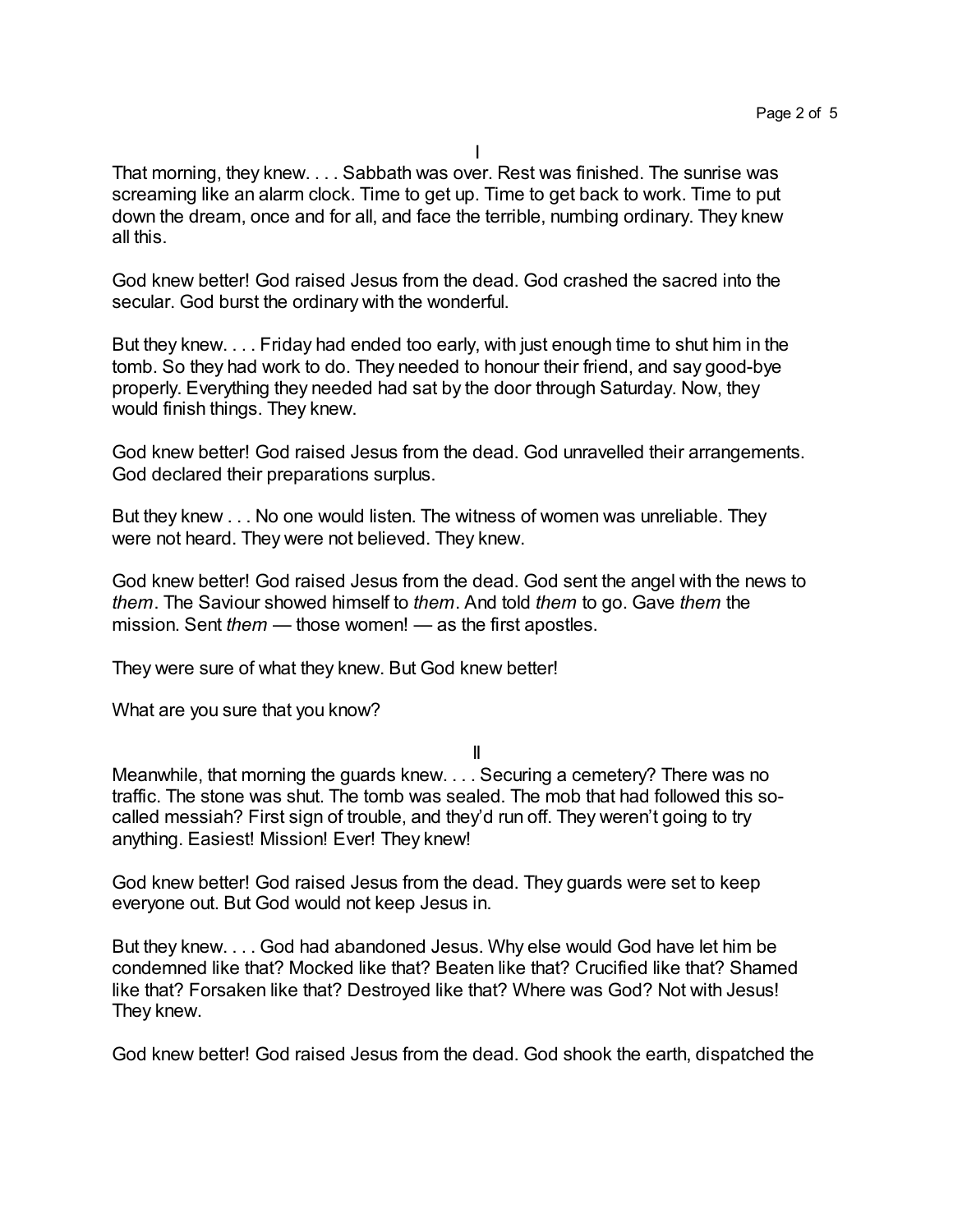I

That morning, they knew. . . . Sabbath was over. Rest was finished. The sunrise was screaming like an alarm clock. Time to get up. Time to get back to work. Time to put down the dream, once and for all, and face the terrible, numbing ordinary. They knew all this.

God knew better! God raised Jesus from the dead. God crashed the sacred into the secular. God burst the ordinary with the wonderful.

But they knew. . . . Friday had ended too early, with just enough time to shut him in the tomb. So they had work to do. They needed to honour their friend, and say good-bye properly. Everything they needed had sat by the door through Saturday. Now, they would finish things. They knew.

God knew better! God raised Jesus from the dead. God unravelled their arrangements. God declared their preparations surplus.

But they knew . . . No one would listen. The witness of women was unreliable. They were not heard. They were not believed. They knew.

God knew better! God raised Jesus from the dead. God sent the angel with the news to *them*. The Saviour showed himself to *them*. And told *them* to go. Gave *them* the mission. Sent *them* — those women! — as the first apostles.

They were sure of what they knew. But God knew better!

What are you sure that you know?

II

Meanwhile, that morning the guards knew. . . . Securing a cemetery? There was no traffic. The stone was shut. The tomb was sealed. The mob that had followed this so-called messiah? First sign of trouble, and they'd run off. They weren't going to try anything. Easiest! Mission! Ever! They knew!

God knew better! God raised Jesus from the dead. They guards were set to keep everyone out. But God would not keep Jesus in.

But they knew. . . . God had abandoned Jesus. Why else would God have let him be condemned like that? Mocked like that? Beaten like that? Crucified like that? Shamed like that? Forsaken like that? Destroyed like that? Where was God? Not with Jesus! They knew.

God knew better! God raised Jesus from the dead. God shook the earth, dispatched the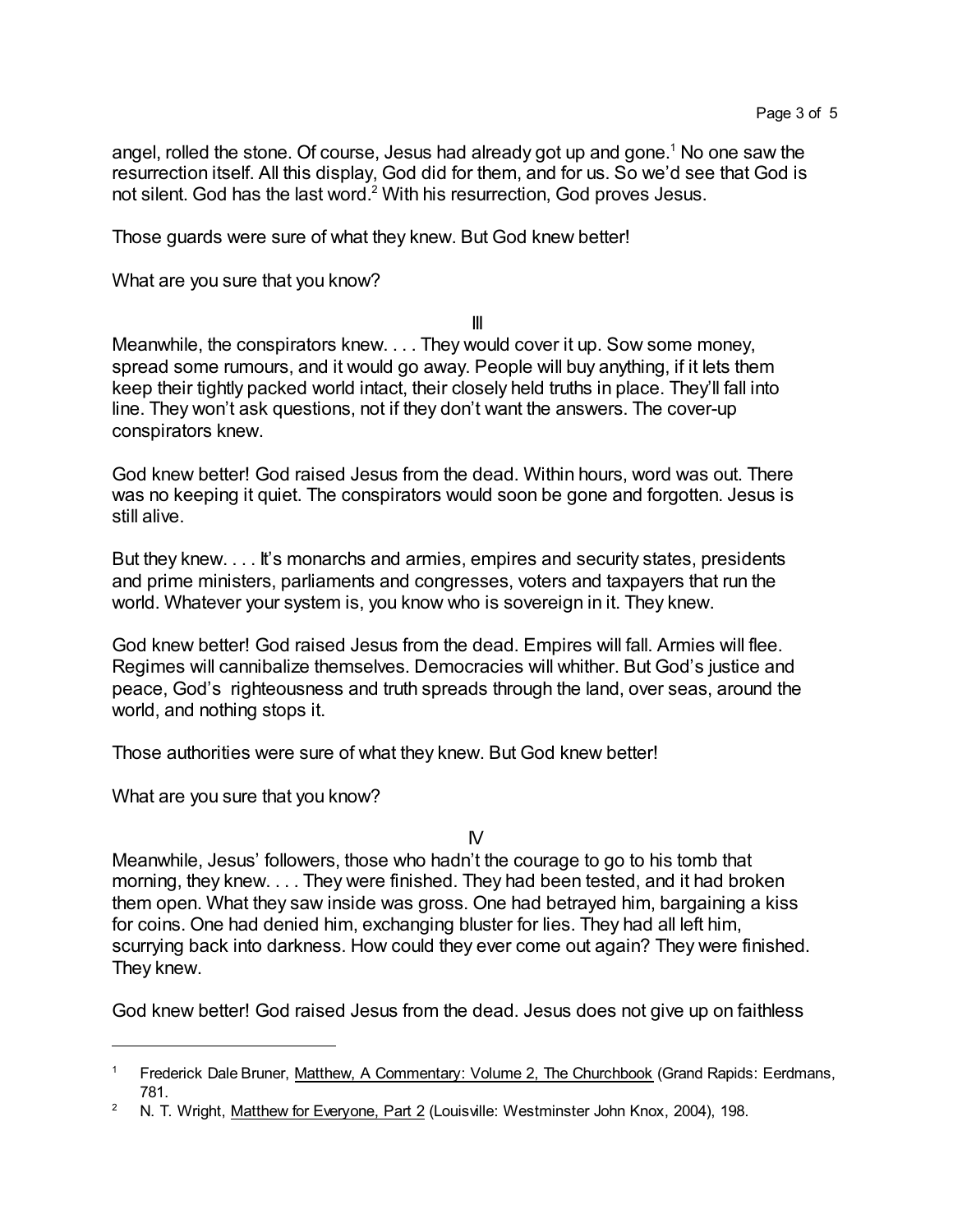angel, rolled the stone. Of course, Jesus had already got up and gone.[1] No one saw the resurrection itself. All this display, God did for them, and for us. So we'd see that God is not silent. God has the last word.[2] With his resurrection, God proves Jesus.

Those guards were sure of what they knew. But God knew better!

What are you sure that you know?

III

Meanwhile, the conspirators knew. . . . They would cover it up. Sow some money, spread some rumours, and it would go away. People will buy anything, if it lets them keep their tightly packed world intact, their closely held truths in place. They'll fall into line. They won't ask questions, not if they don't want the answers. The cover-up conspirators knew.

God knew better! God raised Jesus from the dead. Within hours, word was out. There was no keeping it quiet. The conspirators would soon be gone and forgotten. Jesus is still alive.

But they knew. . . . It's monarchs and armies, empires and security states, presidents and prime ministers, parliaments and congresses, voters and taxpayers that run the world. Whatever your system is, you know who is sovereign in it. They knew.

God knew better! God raised Jesus from the dead. Empires will fall. Armies will flee. Regimes will cannibalize themselves. Democracies will whither. But God's justice and peace, God's righteousness and truth spreads through the land, over seas, around the world, and nothing stops it.

Those authorities were sure of what they knew. But God knew better!

What are you sure that you know?

IV

Meanwhile, Jesus' followers, those who hadn't the courage to go to his tomb that morning, they knew. . . . They were finished. They had been tested, and it had broken them open. What they saw inside was gross. One had betrayed him, bargaining a kiss for coins. One had denied him, exchanging bluster for lies. They had all left him, scurrying back into darkness. How could they ever come out again? They were finished. They knew.

God knew better! God raised Jesus from the dead. Jesus does not give up on faithless

---

[1] Frederick Dale Bruner, Matthew, A Commentary: Volume 2, The Churchbook (Grand Rapids: Eerdmans, 781.

[2] N. T. Wright, Matthew for Everyone, Part 2 (Louisville: Westminster John Knox, 2004), 198.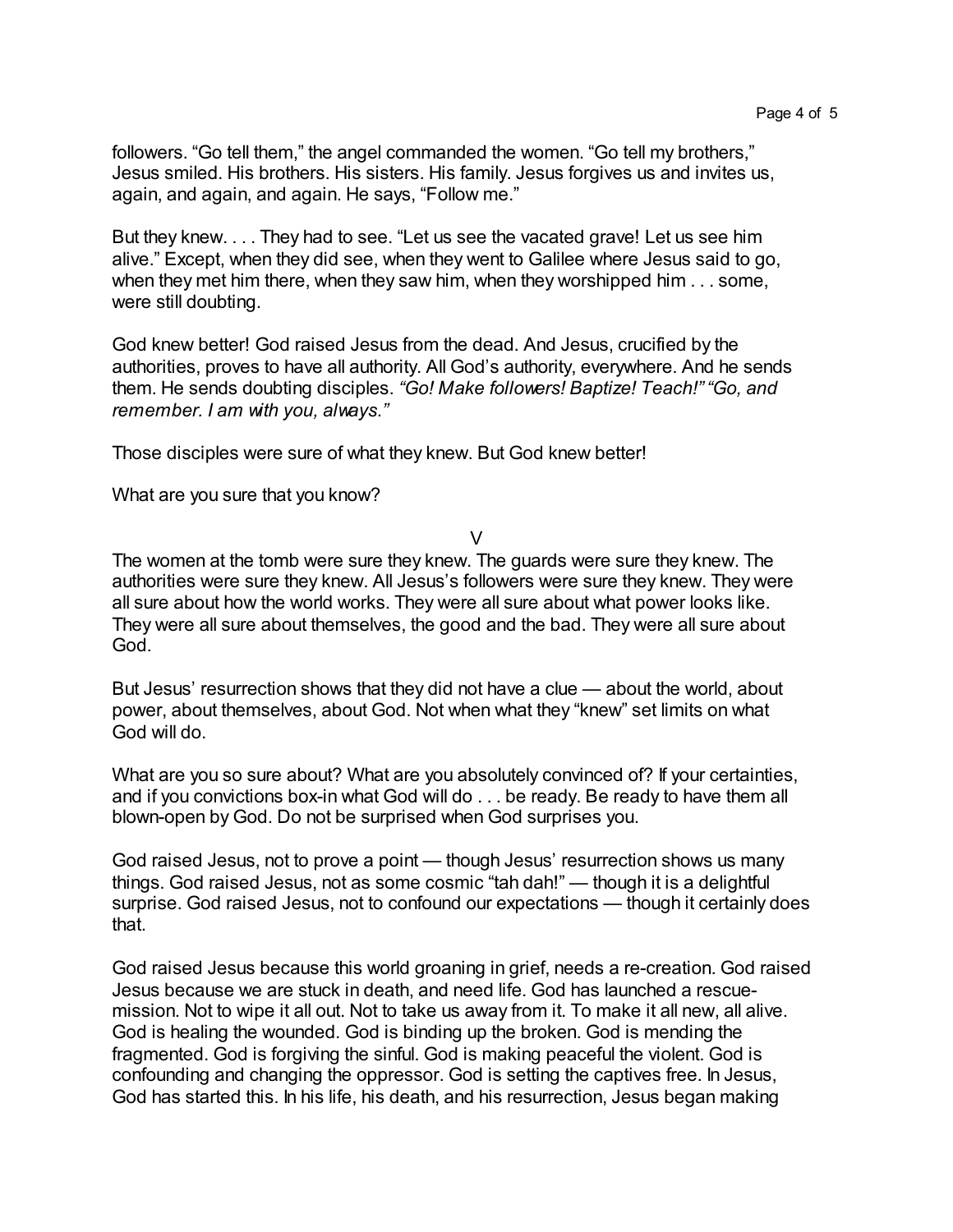followers. “Go tell them,” the angel commanded the women. “Go tell my brothers,” Jesus smiled. His brothers. His sisters. His family. Jesus forgives us and invites us, again, and again, and again. He says, “Follow me.”

But they knew. . . . They had to see. “Let us see the vacated grave! Let us see him alive.” Except, when they did see, when they went to Galilee where Jesus said to go, when they met him there, when they saw him, when they worshipped him . . . some, were still doubting.

God knew better! God raised Jesus from the dead. And Jesus, crucified by the authorities, proves to have all authority. All God’s authority, everywhere. And he sends them. He sends doubting disciples. *“Go! Make followers! Baptize! Teach!” “Go, and remember. I am with you, always.”*

Those disciples were sure of what they knew. But God knew better!

What are you sure that you know?

V

The women at the tomb were sure they knew. The guards were sure they knew. The authorities were sure they knew. All Jesus’s followers were sure they knew. They were all sure about how the world works. They were all sure about what power looks like. They were all sure about themselves, the good and the bad. They were all sure about God.

But Jesus’ resurrection shows that they did not have a clue — about the world, about power, about themselves, about God. Not when what they “knew” set limits on what God will do.

What are you so sure about? What are you absolutely convinced of? If your certainties, and if you convictions box-in what God will do . . . be ready. Be ready to have them all blown-open by God. Do not be surprised when God surprises you.

God raised Jesus, not to prove a point — though Jesus’ resurrection shows us many things. God raised Jesus, not as some cosmic “tah dah!” — though it is a delightful surprise. God raised Jesus, not to confound our expectations — though it certainly does that.

God raised Jesus because this world groaning in grief, needs a re-creation. God raised Jesus because we are stuck in death, and need life. God has launched a rescue-mission. Not to wipe it all out. Not to take us away from it. To make it all new, all alive. God is healing the wounded. God is binding up the broken. God is mending the fragmented. God is forgiving the sinful. God is making peaceful the violent. God is confounding and changing the oppressor. God is setting the captives free. In Jesus, God has started this. In his life, his death, and his resurrection, Jesus began making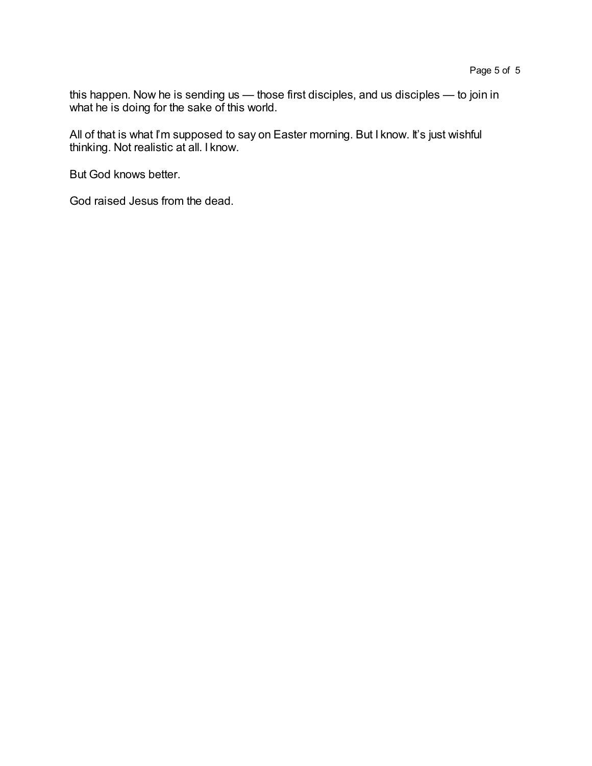this happen. Now he is sending us — those first disciples, and us disciples — to join in what he is doing for the sake of this world.

All of that is what I'm supposed to say on Easter morning. But I know. It's just wishful thinking. Not realistic at all. I know.

But God knows better.

God raised Jesus from the dead.